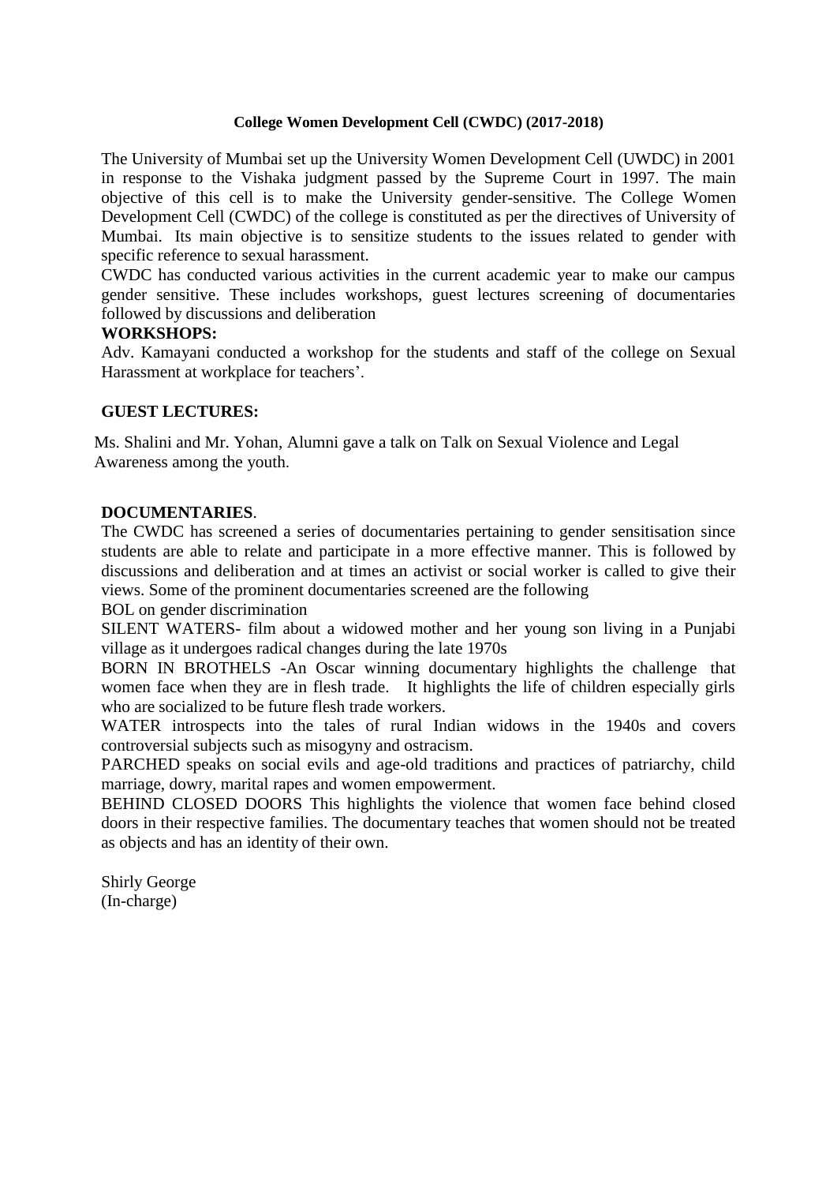**College Women Development Cell (CWDC) (2017-2018)**

The University of Mumbai set up the University Women Development Cell (UWDC) in 2001 in response to the Vishaka judgment passed by the Supreme Court in 1997. The main objective of this cell is to make the University gender-sensitive. The College Women Development Cell (CWDC) of the college is constituted as per the directives of University of Mumbai. Its main objective is to sensitize students to the issues related to gender with specific reference to sexual harassment.

CWDC has conducted various activities in the current academic year to make our campus gender sensitive. These includes workshops, guest lectures screening of documentaries followed by discussions and deliberation

**WORKSHOPS:**

Adv. Kamayani conducted a workshop for the students and staff of the college on Sexual Harassment at workplace for teachers'.

**GUEST LECTURES:**

Ms. Shalini and Mr. Yohan, Alumni gave a talk on Talk on Sexual Violence and Legal Awareness among the youth.

**DOCUMENTARIES**.

The CWDC has screened a series of documentaries pertaining to gender sensitisation since students are able to relate and participate in a more effective manner. This is followed by discussions and deliberation and at times an activist or social worker is called to give their views. Some of the prominent documentaries screened are the following

BOL on gender discrimination

SILENT WATERS- film about a widowed mother and her young son living in a Punjabi village as it undergoes radical changes during the late 1970s

BORN IN BROTHELS -An Oscar winning documentary highlights the challenge that women face when they are in flesh trade. It highlights the life of children especially girls who are socialized to be future flesh trade workers.

WATER introspects into the tales of rural Indian widows in the 1940s and covers controversial subjects such as misogyny and ostracism.

PARCHED speaks on social evils and age-old traditions and practices of patriarchy, child marriage, dowry, marital rapes and women empowerment.

BEHIND CLOSED DOORS This highlights the violence that women face behind closed doors in their respective families. The documentary teaches that women should not be treated as objects and has an identity of their own.

Shirly George
(In-charge)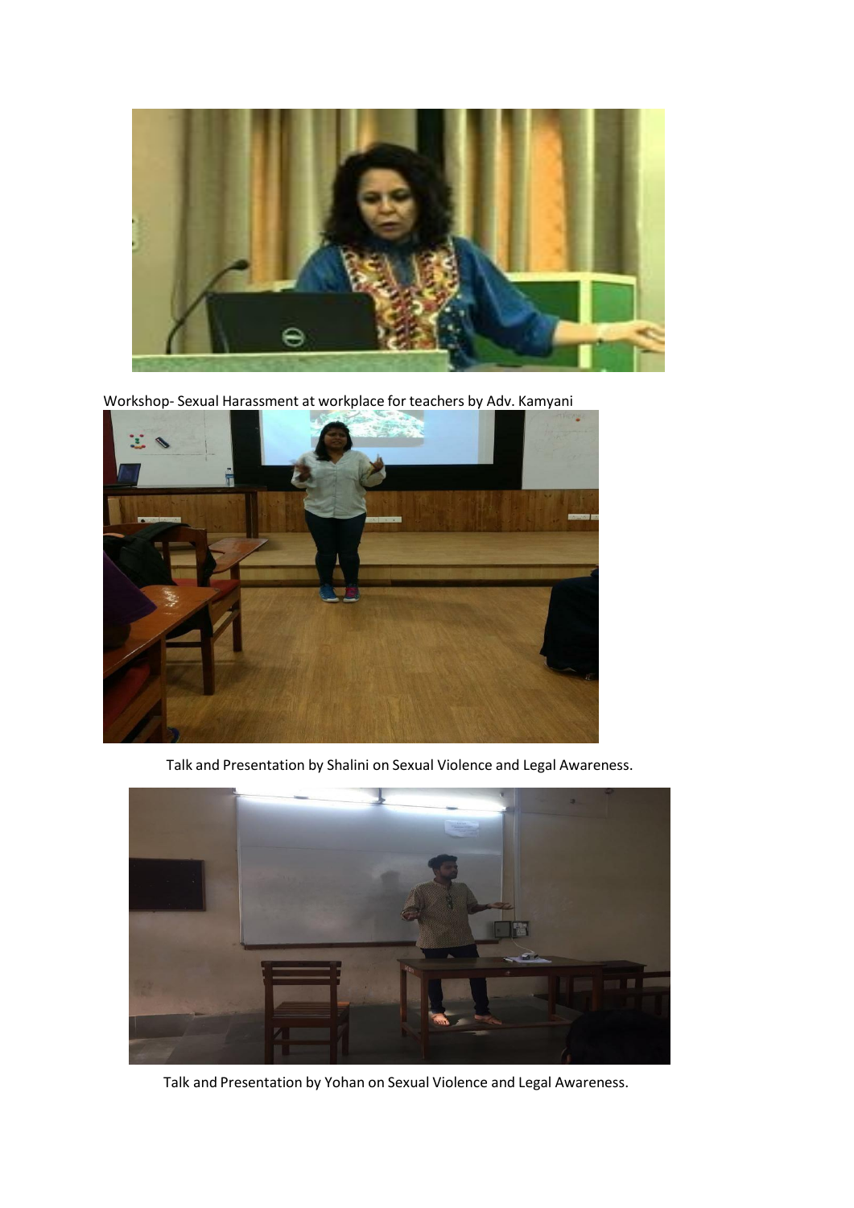Workshop- Sexual Harassment at workplace for teachers by Adv. Kamyani

Talk and Presentation by Shalini on Sexual Violence and Legal Awareness.

Talk and Presentation by Yohan on Sexual Violence and Legal Awareness.